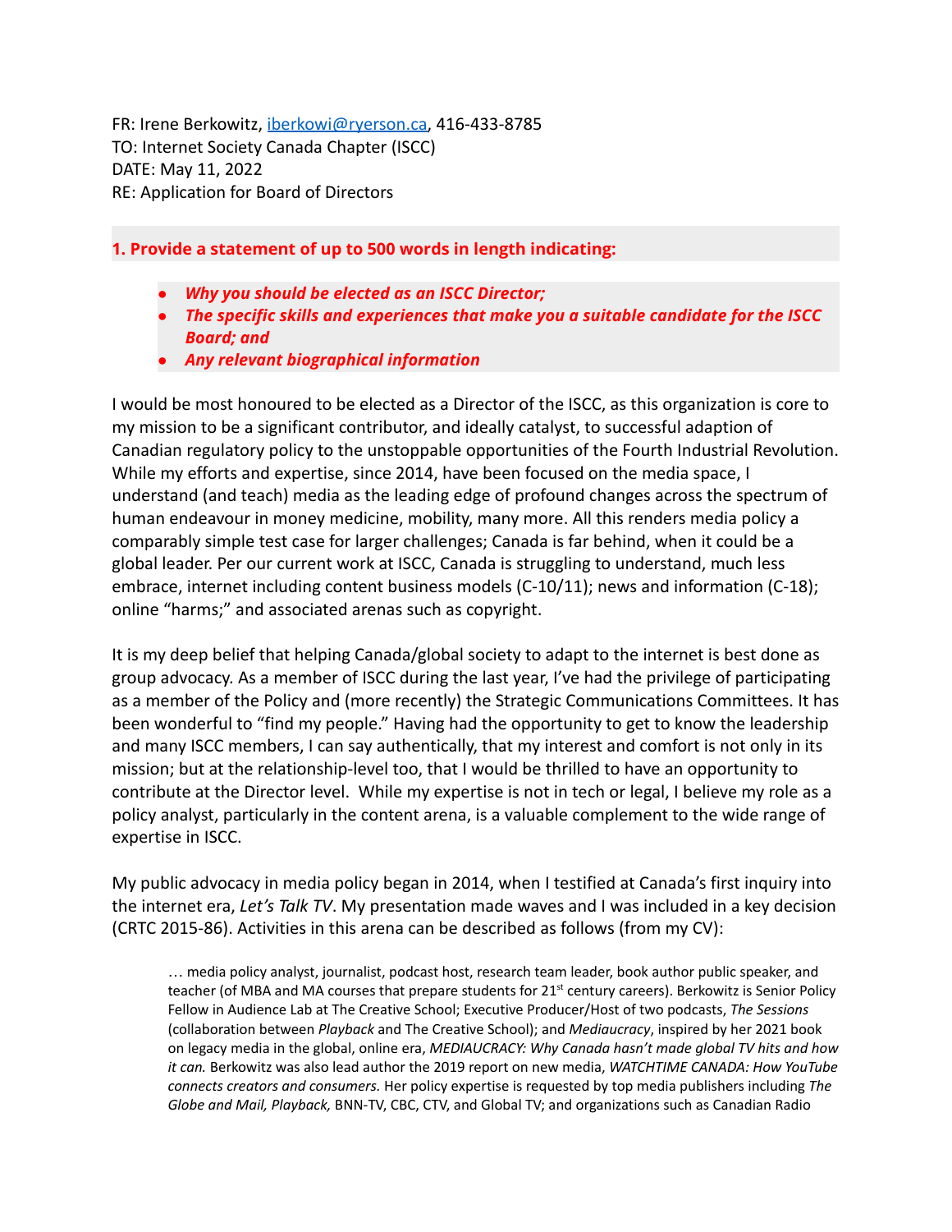FR: Irene Berkowitz, [iberkowi@ryerson.ca](mailto:iberkowi@ryerson.ca), 416-433-8785
TO: Internet Society Canada Chapter (ISCC)
DATE: May 11, 2022
RE: Application for Board of Directors

**1. Provide a statement of up to 500 words in length indicating:**

- ***Why you should be elected as an ISCC Director;***
- ***The specific skills and experiences that make you a suitable candidate for the ISCC Board; and***
- ***Any relevant biographical information***

I would be most honoured to be elected as a Director of the ISCC, as this organization is core to my mission to be a significant contributor, and ideally catalyst, to successful adaption of Canadian regulatory policy to the unstoppable opportunities of the Fourth Industrial Revolution. While my efforts and expertise, since 2014, have been focused on the media space, I understand (and teach) media as the leading edge of profound changes across the spectrum of human endeavour in money medicine, mobility, many more. All this renders media policy a comparably simple test case for larger challenges; Canada is far behind, when it could be a global leader. Per our current work at ISCC, Canada is struggling to understand, much less embrace, internet including content business models (C-10/11); news and information (C-18); online "harms;" and associated arenas such as copyright.

It is my deep belief that helping Canada/global society to adapt to the internet is best done as group advocacy. As a member of ISCC during the last year, I've had the privilege of participating as a member of the Policy and (more recently) the Strategic Communications Committees. It has been wonderful to "find my people." Having had the opportunity to get to know the leadership and many ISCC members, I can say authentically, that my interest and comfort is not only in its mission; but at the relationship-level too, that I would be thrilled to have an opportunity to contribute at the Director level. While my expertise is not in tech or legal, I believe my role as a policy analyst, particularly in the content arena, is a valuable complement to the wide range of expertise in ISCC.

My public advocacy in media policy began in 2014, when I testified at Canada's first inquiry into the internet era, *Let's Talk TV*. My presentation made waves and I was included in a key decision (CRTC 2015-86). Activities in this arena can be described as follows (from my CV):

> … media policy analyst, journalist, podcast host, research team leader, book author public speaker, and teacher (of MBA and MA courses that prepare students for 21st century careers). Berkowitz is Senior Policy Fellow in Audience Lab at The Creative School; Executive Producer/Host of two podcasts, *The Sessions* (collaboration between *Playback* and The Creative School); and *Mediaucracy*, inspired by her 2021 book on legacy media in the global, online era, *MEDIAUCRACY: Why Canada hasn't made global TV hits and how it can.* Berkowitz was also lead author the 2019 report on new media, *WATCHTIME CANADA: How YouTube connects creators and consumers.* Her policy expertise is requested by top media publishers including *The Globe and Mail, Playback,* BNN-TV, CBC, CTV, and Global TV; and organizations such as Canadian Radio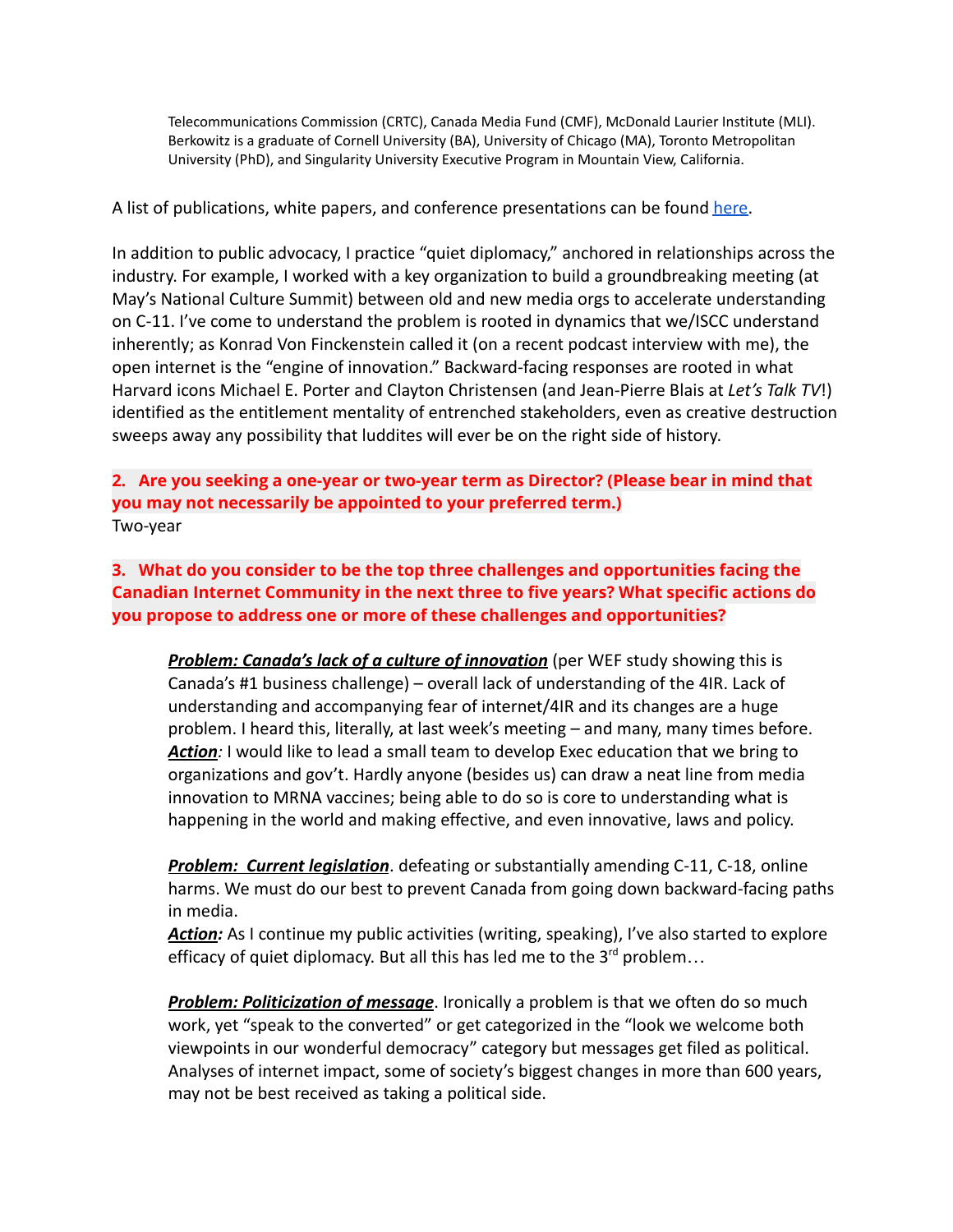Telecommunications Commission (CRTC), Canada Media Fund (CMF), McDonald Laurier Institute (MLI). Berkowitz is a graduate of Cornell University (BA), University of Chicago (MA), Toronto Metropolitan University (PhD), and Singularity University Executive Program in Mountain View, California.

A list of publications, white papers, and conference presentations can be found [here](#).

In addition to public advocacy, I practice "quiet diplomacy," anchored in relationships across the industry. For example, I worked with a key organization to build a groundbreaking meeting (at May's National Culture Summit) between old and new media orgs to accelerate understanding on C-11. I've come to understand the problem is rooted in dynamics that we/ISCC understand inherently; as Konrad Von Finckenstein called it (on a recent podcast interview with me), the open internet is the "engine of innovation." Backward-facing responses are rooted in what Harvard icons Michael E. Porter and Clayton Christensen (and Jean-Pierre Blais at *Let's Talk TV*!) identified as the entitlement mentality of entrenched stakeholders, even as creative destruction sweeps away any possibility that luddites will ever be on the right side of history.

**2. Are you seeking a one-year or two-year term as Director? (Please bear in mind that you may not necessarily be appointed to your preferred term.)**

Two-year

**3. What do you consider to be the top three challenges and opportunities facing the Canadian Internet Community in the next three to five years? What specific actions do you propose to address one or more of these challenges and opportunities?**

***Problem: Canada's lack of a culture of innovation*** (per WEF study showing this is Canada's #1 business challenge) – overall lack of understanding of the 4IR. Lack of understanding and accompanying fear of internet/4IR and its changes are a huge problem. I heard this, literally, at last week's meeting – and many, many times before.

***Action****:* I would like to lead a small team to develop Exec education that we bring to organizations and gov't. Hardly anyone (besides us) can draw a neat line from media innovation to MRNA vaccines; being able to do so is core to understanding what is happening in the world and making effective, and even innovative, laws and policy.

***Problem: Current legislation***. defeating or substantially amending C-11, C-18, online harms. We must do our best to prevent Canada from going down backward-facing paths in media.

***Action:*** As I continue my public activities (writing, speaking), I've also started to explore efficacy of quiet diplomacy. But all this has led me to the 3rd problem…

***Problem: Politicization of message***. Ironically a problem is that we often do so much work, yet "speak to the converted" or get categorized in the "look we welcome both viewpoints in our wonderful democracy" category but messages get filed as political. Analyses of internet impact, some of society's biggest changes in more than 600 years, may not be best received as taking a political side.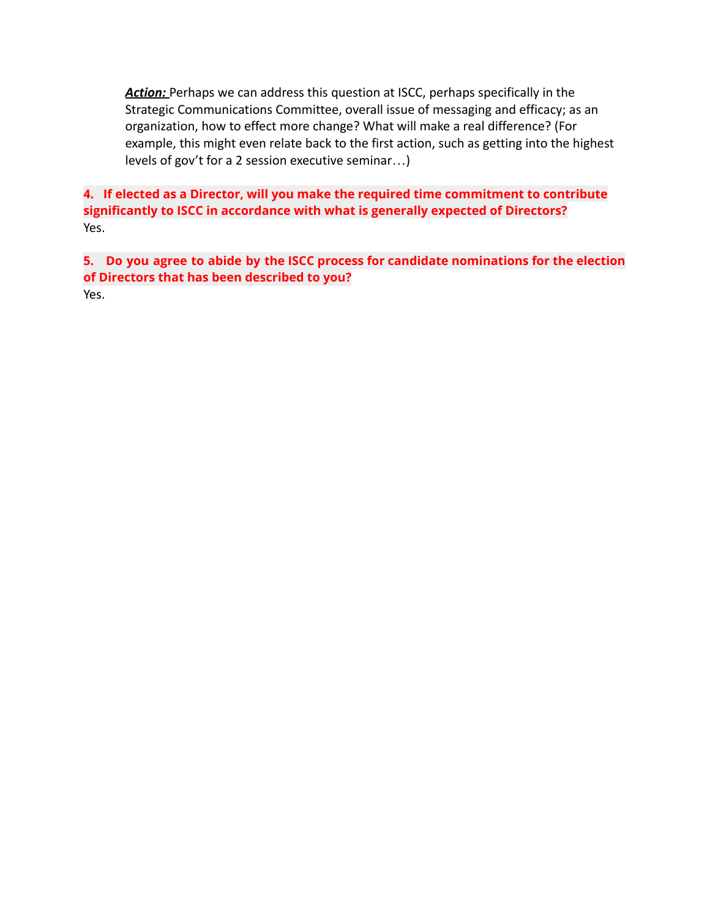***Action:*** Perhaps we can address this question at ISCC, perhaps specifically in the Strategic Communications Committee, overall issue of messaging and efficacy; as an organization, how to effect more change? What will make a real difference? (For example, this might even relate back to the first action, such as getting into the highest levels of gov't for a 2 session executive seminar…)

**4. If elected as a Director, will you make the required time commitment to contribute significantly to ISCC in accordance with what is generally expected of Directors?**

Yes.

**5. Do you agree to abide by the ISCC process for candidate nominations for the election of Directors that has been described to you?**

Yes.